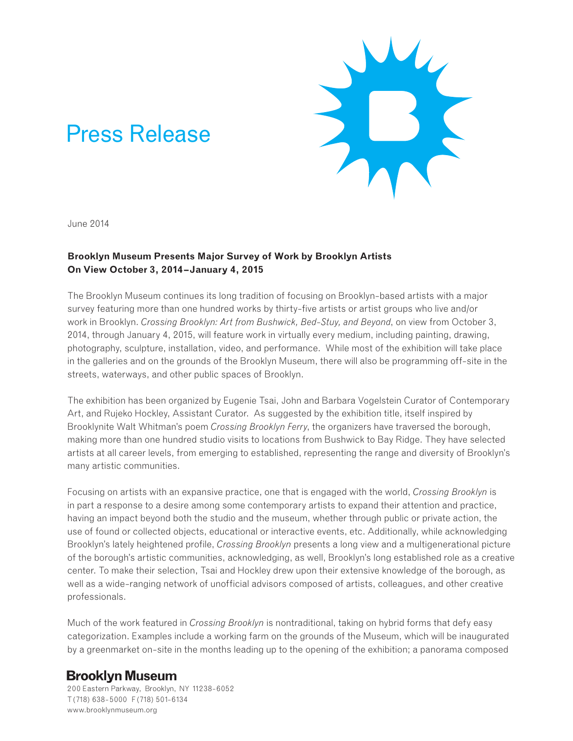# Press Release

June 2014

**Brooklyn Museum Presents Major Survey of Work by Brooklyn Artists**
**On View October 3, 2014–January 4, 2015**

The Brooklyn Museum continues its long tradition of focusing on Brooklyn-based artists with a major survey featuring more than one hundred works by thirty-five artists or artist groups who live and/or work in Brooklyn. *Crossing Brooklyn: Art from Bushwick, Bed-Stuy, and Beyond*, on view from October 3, 2014, through January 4, 2015, will feature work in virtually every medium, including painting, drawing, photography, sculpture, installation, video, and performance. While most of the exhibition will take place in the galleries and on the grounds of the Brooklyn Museum, there will also be programming off-site in the streets, waterways, and other public spaces of Brooklyn.

The exhibition has been organized by Eugenie Tsai, John and Barbara Vogelstein Curator of Contemporary Art, and Rujeko Hockley, Assistant Curator. As suggested by the exhibition title, itself inspired by Brooklynite Walt Whitman's poem *Crossing Brooklyn Ferry*, the organizers have traversed the borough, making more than one hundred studio visits to locations from Bushwick to Bay Ridge. They have selected artists at all career levels, from emerging to established, representing the range and diversity of Brooklyn's many artistic communities.

Focusing on artists with an expansive practice, one that is engaged with the world, *Crossing Brooklyn* is in part a response to a desire among some contemporary artists to expand their attention and practice, having an impact beyond both the studio and the museum, whether through public or private action, the use of found or collected objects, educational or interactive events, etc. Additionally, while acknowledging Brooklyn's lately heightened profile, *Crossing Brooklyn* presents a long view and a multigenerational picture of the borough's artistic communities, acknowledging, as well, Brooklyn's long established role as a creative center. To make their selection, Tsai and Hockley drew upon their extensive knowledge of the borough, as well as a wide-ranging network of unofficial advisors composed of artists, colleagues, and other creative professionals.

Much of the work featured in *Crossing Brooklyn* is nontraditional, taking on hybrid forms that defy easy categorization. Examples include a working farm on the grounds of the Museum, which will be inaugurated by a greenmarket on-site in the months leading up to the opening of the exhibition; a panorama composed

**Brooklyn Museum**
200 Eastern Parkway, Brooklyn, NY 11238-6052
T (718) 638-5000 F (718) 501-6134
www.brooklynmuseum.org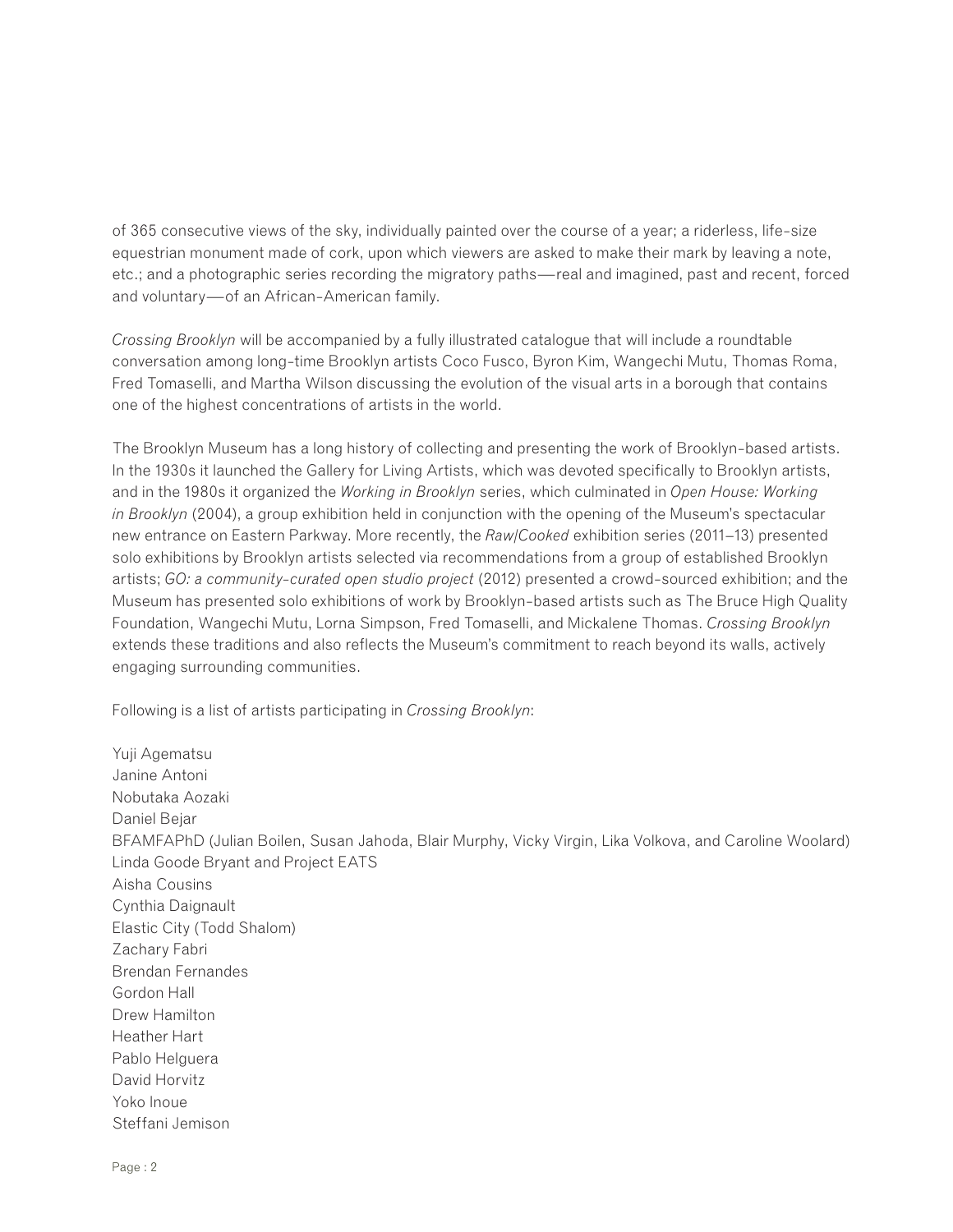of 365 consecutive views of the sky, individually painted over the course of a year; a riderless, life-size equestrian monument made of cork, upon which viewers are asked to make their mark by leaving a note, etc.; and a photographic series recording the migratory paths—real and imagined, past and recent, forced and voluntary—of an African-American family.

*Crossing Brooklyn* will be accompanied by a fully illustrated catalogue that will include a roundtable conversation among long-time Brooklyn artists Coco Fusco, Byron Kim, Wangechi Mutu, Thomas Roma, Fred Tomaselli, and Martha Wilson discussing the evolution of the visual arts in a borough that contains one of the highest concentrations of artists in the world.

The Brooklyn Museum has a long history of collecting and presenting the work of Brooklyn-based artists. In the 1930s it launched the Gallery for Living Artists, which was devoted specifically to Brooklyn artists, and in the 1980s it organized the *Working in Brooklyn* series, which culminated in *Open House: Working in Brooklyn* (2004), a group exhibition held in conjunction with the opening of the Museum's spectacular new entrance on Eastern Parkway. More recently, the *Raw/Cooked* exhibition series (2011–13) presented solo exhibitions by Brooklyn artists selected via recommendations from a group of established Brooklyn artists; *GO: a community-curated open studio project* (2012) presented a crowd-sourced exhibition; and the Museum has presented solo exhibitions of work by Brooklyn-based artists such as The Bruce High Quality Foundation, Wangechi Mutu, Lorna Simpson, Fred Tomaselli, and Mickalene Thomas. *Crossing Brooklyn* extends these traditions and also reflects the Museum's commitment to reach beyond its walls, actively engaging surrounding communities.

Following is a list of artists participating in *Crossing Brooklyn*:

Yuji Agematsu  
Janine Antoni  
Nobutaka Aozaki  
Daniel Bejar  
BFAMFAPhD (Julian Boilen, Susan Jahoda, Blair Murphy, Vicky Virgin, Lika Volkova, and Caroline Woolard)  
Linda Goode Bryant and Project EATS  
Aisha Cousins  
Cynthia Daignault  
Elastic City (Todd Shalom)  
Zachary Fabri  
Brendan Fernandes  
Gordon Hall  
Drew Hamilton  
Heather Hart  
Pablo Helguera  
David Horvitz  
Yoko Inoue  
Steffani Jemison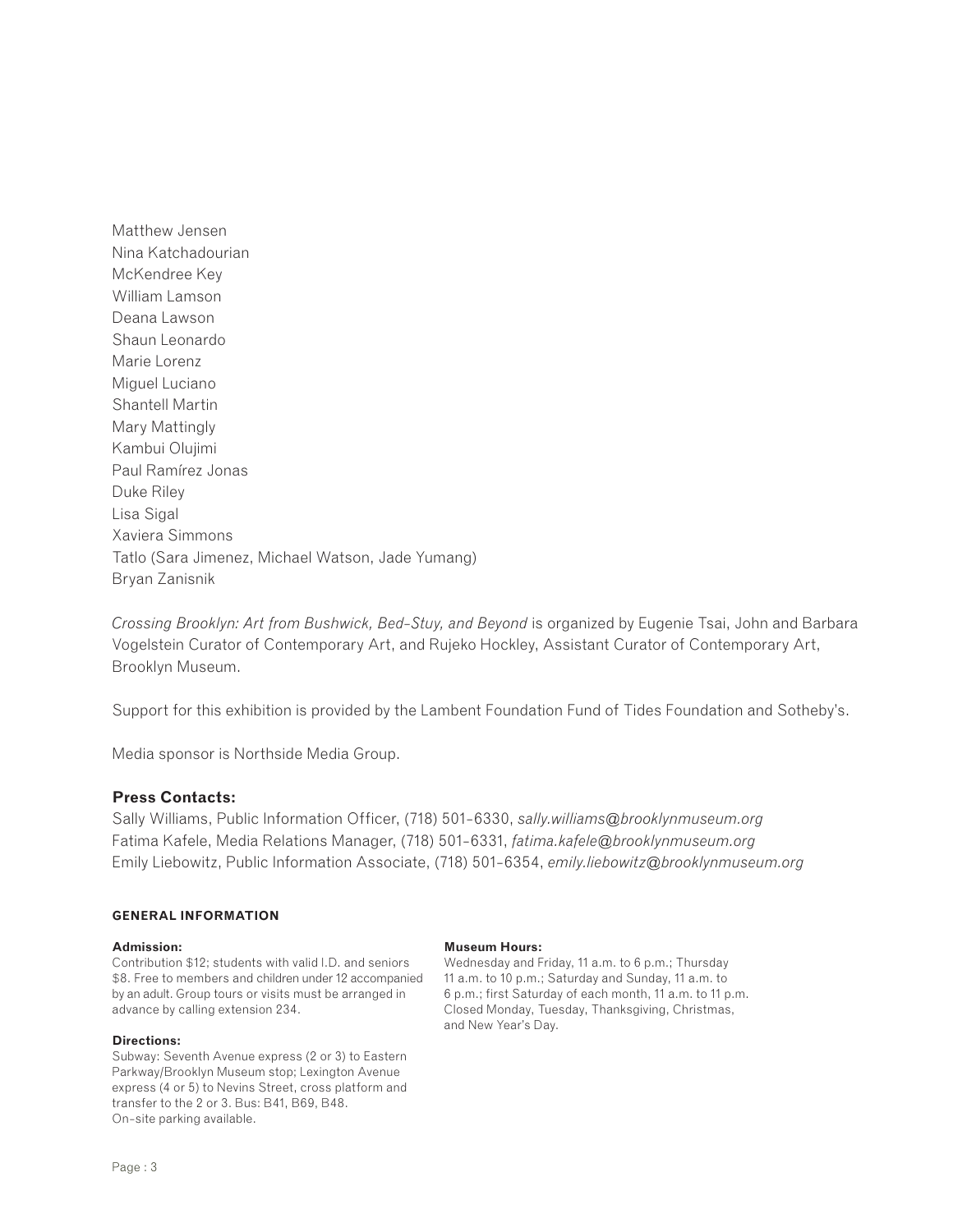Matthew Jensen
Nina Katchadourian
McKendree Key
William Lamson
Deana Lawson
Shaun Leonardo
Marie Lorenz
Miguel Luciano
Shantell Martin
Mary Mattingly
Kambui Olujimi
Paul Ramírez Jonas
Duke Riley
Lisa Sigal
Xaviera Simmons
Tatlo (Sara Jimenez, Michael Watson, Jade Yumang)
Bryan Zanisnik

*Crossing Brooklyn: Art from Bushwick, Bed-Stuy, and Beyond* is organized by Eugenie Tsai, John and Barbara Vogelstein Curator of Contemporary Art, and Rujeko Hockley, Assistant Curator of Contemporary Art, Brooklyn Museum.

Support for this exhibition is provided by the Lambent Foundation Fund of Tides Foundation and Sotheby's.

Media sponsor is Northside Media Group.

**Press Contacts:**

Sally Williams, Public Information Officer, (718) 501-6330, *sally.williams@brooklynmuseum.org*
Fatima Kafele, Media Relations Manager, (718) 501-6331, *fatima.kafele@brooklynmuseum.org*
Emily Liebowitz, Public Information Associate, (718) 501-6354, *emily.liebowitz@brooklynmuseum.org*

**GENERAL INFORMATION**

**Admission:**
Contribution $12; students with valid I.D. and seniors $8. Free to members and children under 12 accompanied by an adult. Group tours or visits must be arranged in advance by calling extension 234.

**Directions:**
Subway: Seventh Avenue express (2 or 3) to Eastern Parkway/Brooklyn Museum stop; Lexington Avenue express (4 or 5) to Nevins Street, cross platform and transfer to the 2 or 3. Bus: B41, B69, B48.
On-site parking available.

**Museum Hours:**
Wednesday and Friday, 11 a.m. to 6 p.m.; Thursday 11 a.m. to 10 p.m.; Saturday and Sunday, 11 a.m. to 6 p.m.; first Saturday of each month, 11 a.m. to 11 p.m. Closed Monday, Tuesday, Thanksgiving, Christmas, and New Year's Day.